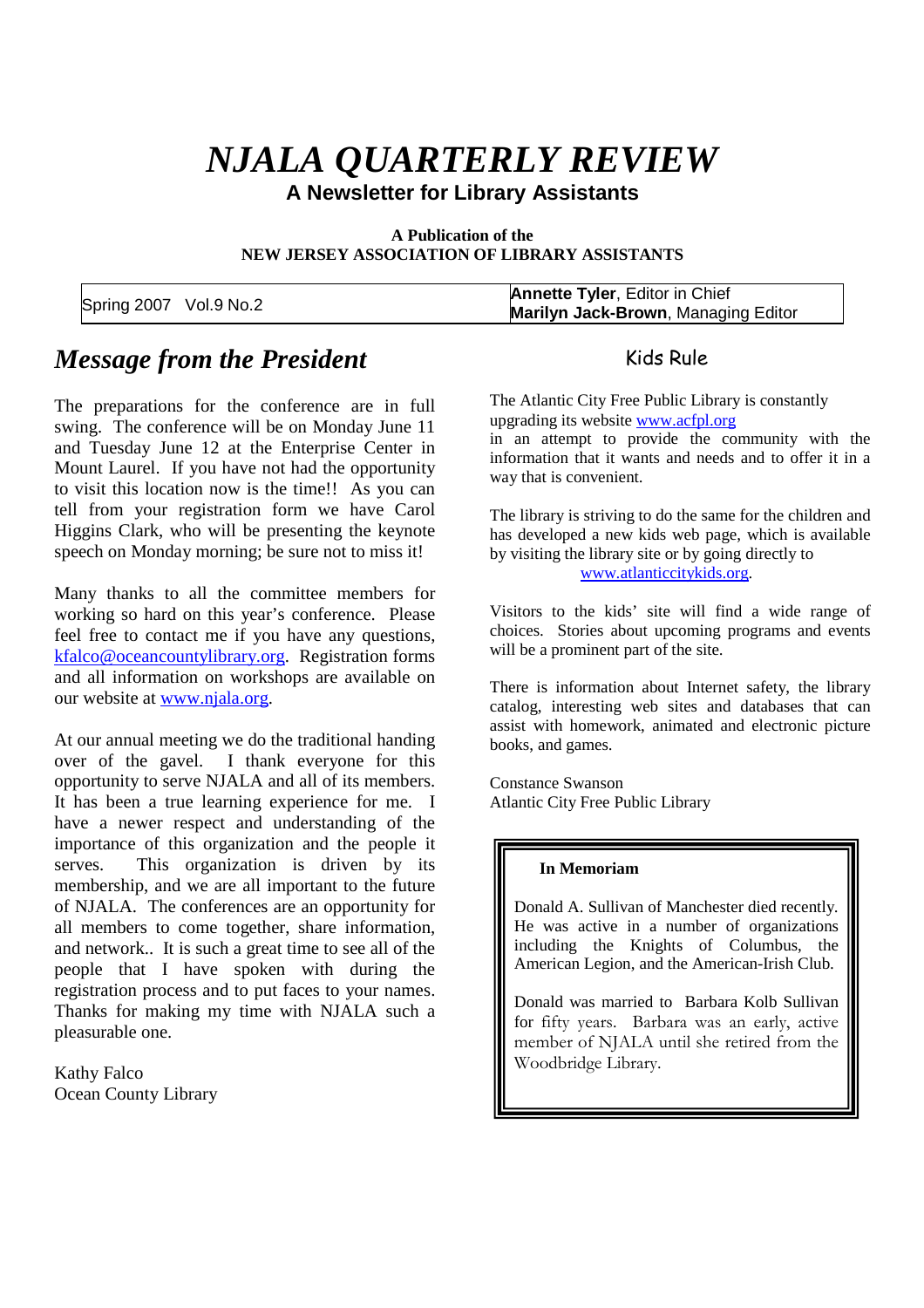# *NJALA QUARTERLY REVIEW*

**A Newsletter for Library Assistants**

**A Publication of the**
**NEW JERSEY ASSOCIATION OF LIBRARY ASSISTANTS**

| Spring 2007 Vol.9 No.2 | **Annette Tyler**, Editor in Chief<br>**Marilyn Jack-Brown**, Managing Editor |
|---|---|

## *Message from the President*

The preparations for the conference are in full swing. The conference will be on Monday June 11 and Tuesday June 12 at the Enterprise Center in Mount Laurel. If you have not had the opportunity to visit this location now is the time!! As you can tell from your registration form we have Carol Higgins Clark, who will be presenting the keynote speech on Monday morning; be sure not to miss it!

Many thanks to all the committee members for working so hard on this year's conference. Please feel free to contact me if you have any questions, kfalco@oceancountylibrary.org. Registration forms and all information on workshops are available on our website at www.njala.org.

At our annual meeting we do the traditional handing over of the gavel. I thank everyone for this opportunity to serve NJALA and all of its members. It has been a true learning experience for me. I have a newer respect and understanding of the importance of this organization and the people it serves. This organization is driven by its membership, and we are all important to the future of NJALA. The conferences are an opportunity for all members to come together, share information, and network.. It is such a great time to see all of the people that I have spoken with during the registration process and to put faces to your names. Thanks for making my time with NJALA such a pleasurable one.

Kathy Falco
Ocean County Library

## Kids Rule

The Atlantic City Free Public Library is constantly upgrading its website www.acfpl.org in an attempt to provide the community with the information that it wants and needs and to offer it in a way that is convenient.

The library is striving to do the same for the children and has developed a new kids web page, which is available by visiting the library site or by going directly to www.atlanticcitykids.org.

Visitors to the kids' site will find a wide range of choices. Stories about upcoming programs and events will be a prominent part of the site.

There is information about Internet safety, the library catalog, interesting web sites and databases that can assist with homework, animated and electronic picture books, and games.

Constance Swanson
Atlantic City Free Public Library

**In Memoriam**

Donald A. Sullivan of Manchester died recently. He was active in a number of organizations including the Knights of Columbus, the American Legion, and the American-Irish Club.

Donald was married to Barbara Kolb Sullivan for fifty years. Barbara was an early, active member of NJALA until she retired from the Woodbridge Library.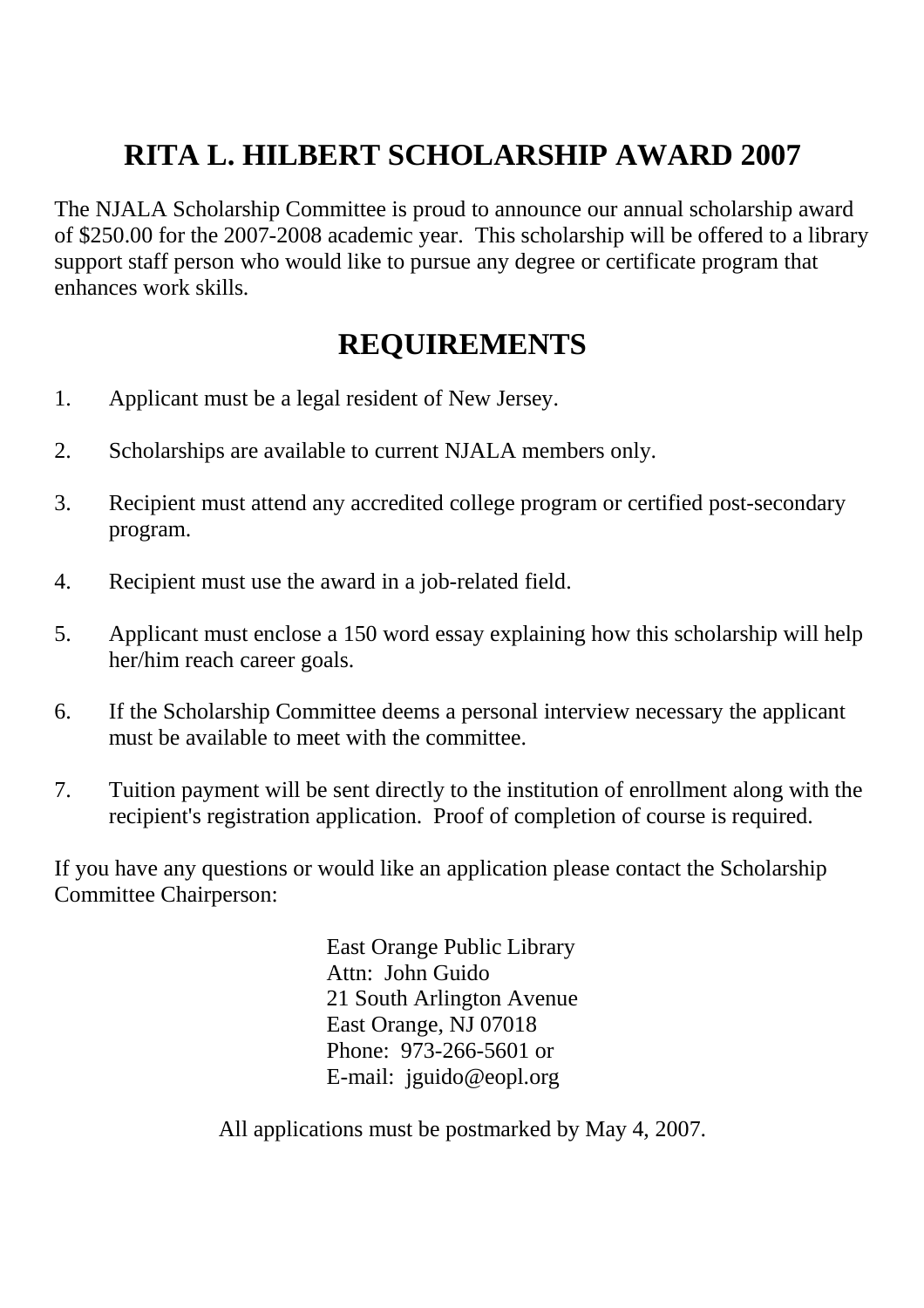# RITA L. HILBERT SCHOLARSHIP AWARD 2007

The NJALA Scholarship Committee is proud to announce our annual scholarship award of $250.00 for the 2007-2008 academic year. This scholarship will be offered to a library support staff person who would like to pursue any degree or certificate program that enhances work skills.

## REQUIREMENTS

1. Applicant must be a legal resident of New Jersey.

2. Scholarships are available to current NJALA members only.

3. Recipient must attend any accredited college program or certified post-secondary program.

4. Recipient must use the award in a job-related field.

5. Applicant must enclose a 150 word essay explaining how this scholarship will help her/him reach career goals.

6. If the Scholarship Committee deems a personal interview necessary the applicant must be available to meet with the committee.

7. Tuition payment will be sent directly to the institution of enrollment along with the recipient's registration application. Proof of completion of course is required.

If you have any questions or would like an application please contact the Scholarship Committee Chairperson:

East Orange Public Library
Attn: John Guido
21 South Arlington Avenue
East Orange, NJ 07018
Phone: 973-266-5601 or
E-mail: jguido@eopl.org

All applications must be postmarked by May 4, 2007.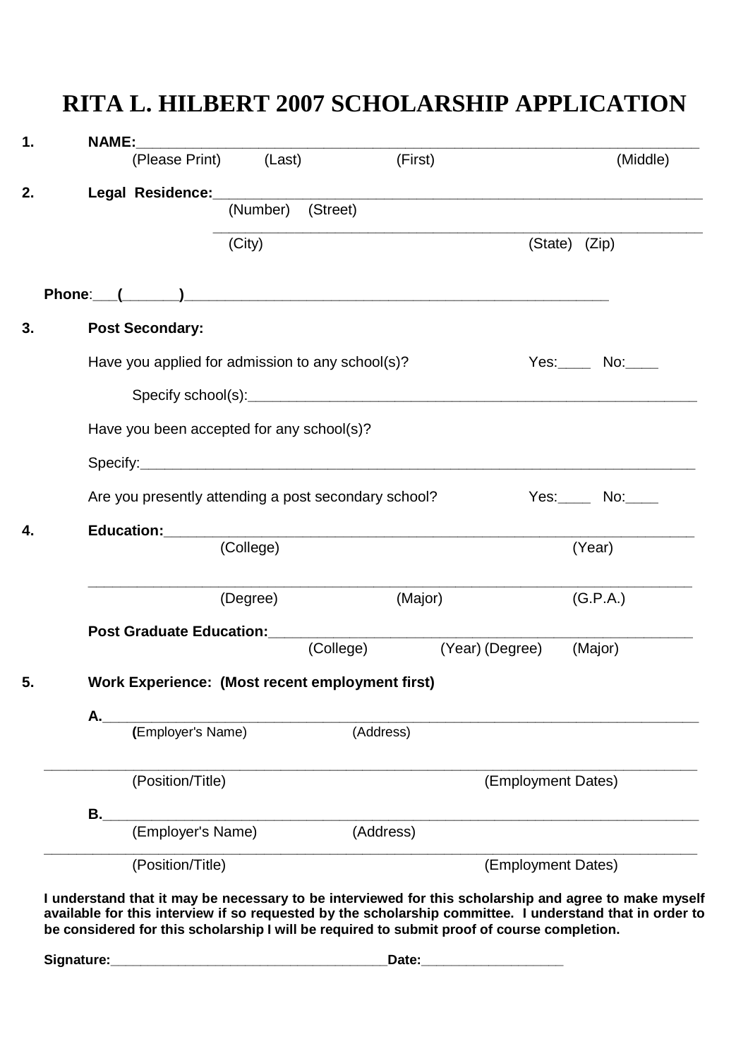# RITA L. HILBERT 2007 SCHOLARSHIP APPLICATION

1. **NAME:**______________________________________________________________

   (Please Print) (Last) (First) (Middle)

2. **Legal Residence:**______________________________________________________

   (Number) (Street)

   ______________________________________________________

   (City) (State) (Zip)

**Phone**:___(_______)_______________________________________________

3. **Post Secondary:**

   Have you applied for admission to any school(s)? Yes:____ No:____

   Specify school(s):_________________________________________________

   Have you been accepted for any school(s)?

   Specify:_______________________________________________________

   Are you presently attending a post secondary school? Yes:____ No:____

4. **Education:**____________________________________________________

   (College) (Year)

   ____________________________________________________________

   (Degree) (Major) (G.P.A.)

   **Post Graduate Education:**_________________________________________

   (College) (Year) (Degree) (Major)

5. **Work Experience: (Most recent employment first)**

   A.____________________________________________________________

   **(**Employer's Name) (Address)

   ____________________________________________________________

   (Position/Title) (Employment Dates)

   B.____________________________________________________________

   (Employer's Name) (Address)

   ____________________________________________________________

   (Position/Title) (Employment Dates)

**I understand that it may be necessary to be interviewed for this scholarship and agree to make myself available for this interview if so requested by the scholarship committee. I understand that in order to be considered for this scholarship I will be required to submit proof of course completion.**

**Signature:**____________________________________**Date:**___________________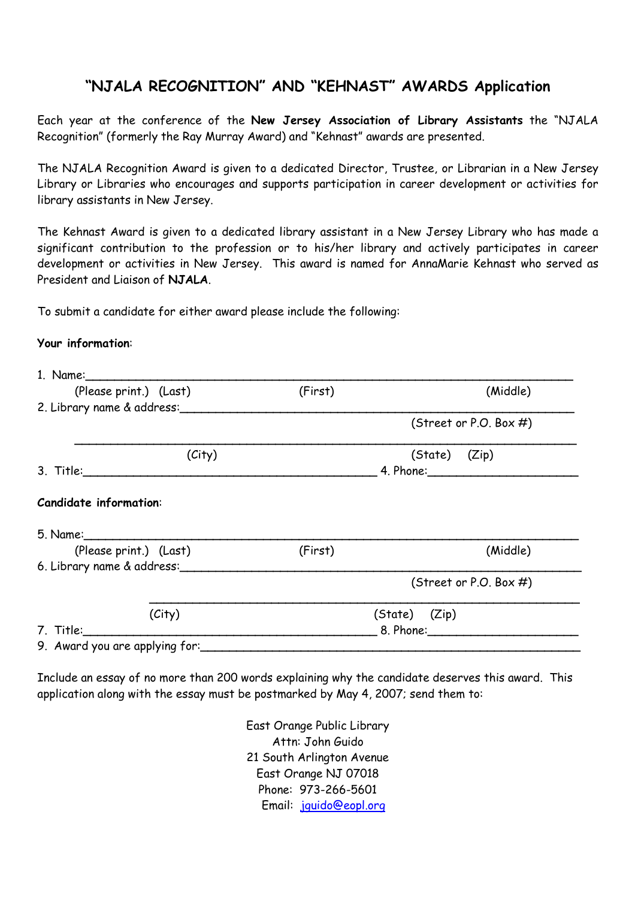# "NJALA RECOGNITION" AND "KEHNAST" AWARDS Application

Each year at the conference of the **New Jersey Association of Library Assistants** the "NJALA Recognition" (formerly the Ray Murray Award) and "Kehnast" awards are presented.

The NJALA Recognition Award is given to a dedicated Director, Trustee, or Librarian in a New Jersey Library or Libraries who encourages and supports participation in career development or activities for library assistants in New Jersey.

The Kehnast Award is given to a dedicated library assistant in a New Jersey Library who has made a significant contribution to the profession or to his/her library and actively participates in career development or activities in New Jersey. This award is named for AnnaMarie Kehnast who served as President and Liaison of **NJALA**.

To submit a candidate for either award please include the following:

**Your information**:

1. Name:______________________________________________________________________
   (Please print.) (Last) (First) (Middle)
2. Library name & address:_______________________________________________________
   (Street or P.O. Box #)
   ______________________________________________________________________
   (City) (State) (Zip)
3. Title:________________________________________ 4. Phone:____________________

**Candidate information**:

5. Name:______________________________________________________________________
   (Please print.) (Last) (First) (Middle)
6. Library name & address:_______________________________________________________
   (Street or P.O. Box #)
   ______________________________________________________________________
   (City) (State) (Zip)
7. Title:________________________________________ 8. Phone:____________________
9. Award you are applying for:____________________________________________________

Include an essay of no more than 200 words explaining why the candidate deserves this award. This application along with the essay must be postmarked by May 4, 2007; send them to:

East Orange Public Library
Attn: John Guido
21 South Arlington Avenue
East Orange NJ 07018
Phone: 973-266-5601
Email: jguido@eopl.org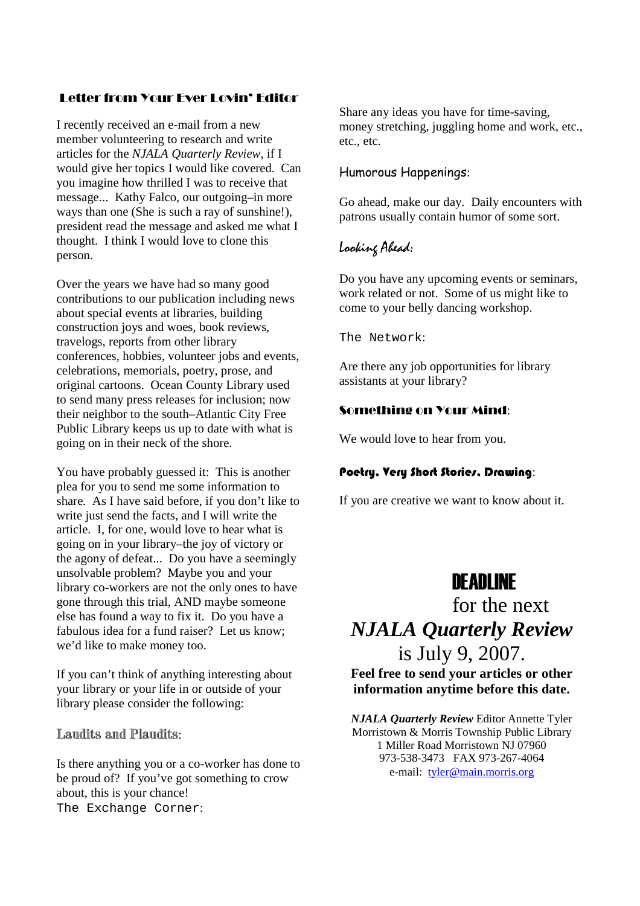## Letter from Your Ever Lovin' Editor

I recently received an e-mail from a new member volunteering to research and write articles for the *NJALA Quarterly Review*, if I would give her topics I would like covered. Can you imagine how thrilled I was to receive that message... Kathy Falco, our outgoing–in more ways than one (She is such a ray of sunshine!), president read the message and asked me what I thought. I think I would love to clone this person.

Over the years we have had so many good contributions to our publication including news about special events at libraries, building construction joys and woes, book reviews, travelogs, reports from other library conferences, hobbies, volunteer jobs and events, celebrations, memorials, poetry, prose, and original cartoons. Ocean County Library used to send many press releases for inclusion; now their neighbor to the south–Atlantic City Free Public Library keeps us up to date with what is going on in their neck of the shore.

You have probably guessed it: This is another plea for you to send me some information to share. As I have said before, if you don't like to write just send the facts, and I will write the article. I, for one, would love to hear what is going on in your library–the joy of victory or the agony of defeat... Do you have a seemingly unsolvable problem? Maybe you and your library co-workers are not the only ones to have gone through this trial, AND maybe someone else has found a way to fix it. Do you have a fabulous idea for a fund raiser? Let us know; we'd like to make money too.

If you can't think of anything interesting about your library or your life in or outside of your library please consider the following:

**Laudits and Plaudits**:

Is there anything you or a co-worker has done to be proud of? If you've got something to crow about, this is your chance!

**The Exchange Corner**:

Share any ideas you have for time-saving, money stretching, juggling home and work, etc., etc., etc.

**Humorous Happenings**:

Go ahead, make our day. Daily encounters with patrons usually contain humor of some sort.

**Looking Ahead**:

Do you have any upcoming events or seminars, work related or not. Some of us might like to come to your belly dancing workshop.

**The Network**:

Are there any job opportunities for library assistants at your library?

**Something on Your Mind**:

We would love to hear from you.

**Poetry, Very Short Stories, Drawing**:

If you are creative we want to know about it.

## DEADLINE

for the next

***NJALA Quarterly Review***

is July 9, 2007.

**Feel free to send your articles or other information anytime before this date.**

***NJALA Quarterly Review*** Editor Annette Tyler
Morristown & Morris Township Public Library
1 Miller Road Morristown NJ 07960
973-538-3473 FAX 973-267-4064
e-mail: tyler@main.morris.org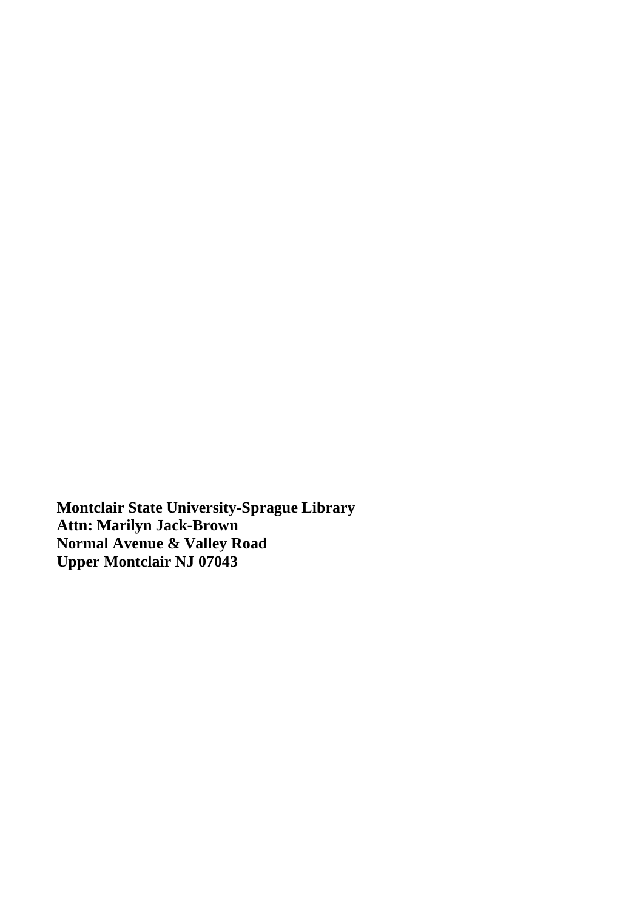**Montclair State University-Sprague Library**
**Attn: Marilyn Jack-Brown**
**Normal Avenue & Valley Road**
**Upper Montclair NJ 07043**